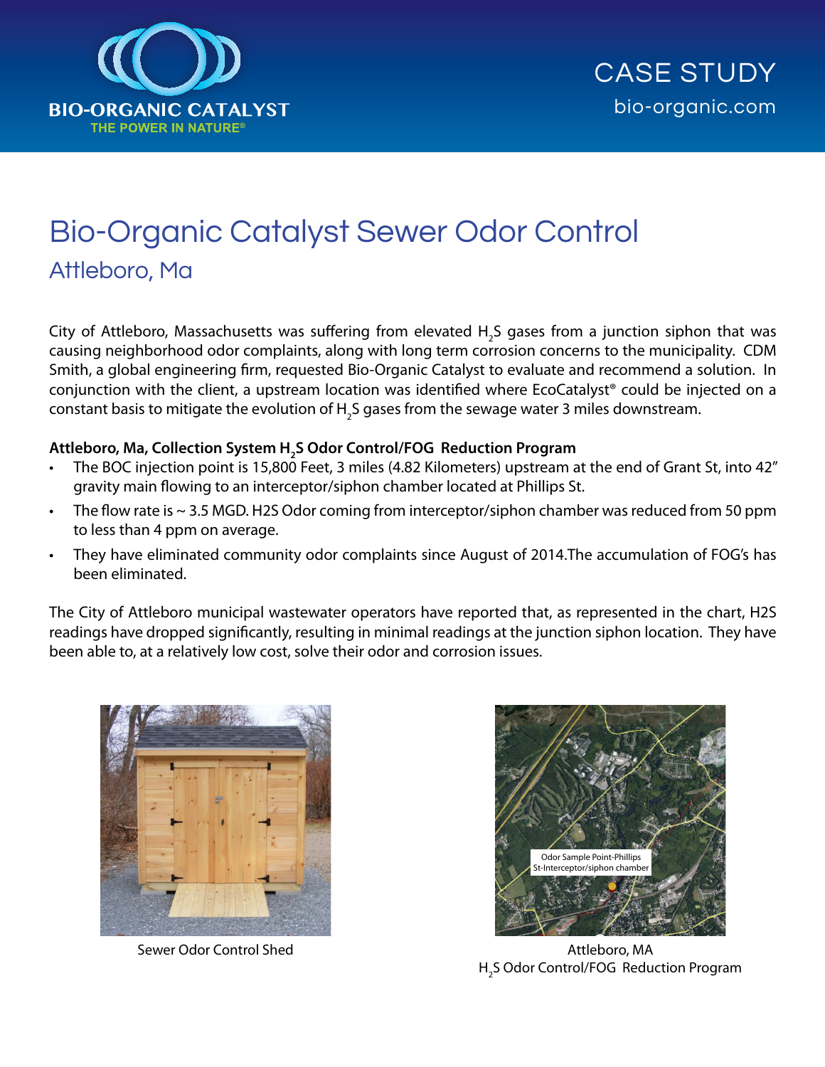BIO-ORGANIC CATALYST
THE POWER IN NATURE®

CASE STUDY
bio-organic.com

# Bio-Organic Catalyst Sewer Odor Control

## Attleboro, Ma

City of Attleboro, Massachusetts was suffering from elevated $H_2S$ gases from a junction siphon that was causing neighborhood odor complaints, along with long term corrosion concerns to the municipality. CDM Smith, a global engineering firm, requested Bio-Organic Catalyst to evaluate and recommend a solution. In conjunction with the client, a upstream location was identified where EcoCatalyst® could be injected on a constant basis to mitigate the evolution of $H_2S$ gases from the sewage water 3 miles downstream.

**Attleboro, Ma, Collection System $H_2S$ Odor Control/FOG Reduction Program**

- The BOC injection point is 15,800 Feet, 3 miles (4.82 Kilometers) upstream at the end of Grant St, into 42" gravity main flowing to an interceptor/siphon chamber located at Phillips St.
- The flow rate is ~ 3.5 MGD. H2S Odor coming from interceptor/siphon chamber was reduced from 50 ppm to less than 4 ppm on average.
- They have eliminated community odor complaints since August of 2014.The accumulation of FOG's has been eliminated.

The City of Attleboro municipal wastewater operators have reported that, as represented in the chart, H2S readings have dropped significantly, resulting in minimal readings at the junction siphon location. They have been able to, at a relatively low cost, solve their odor and corrosion issues.

Sewer Odor Control Shed

Odor Sample Point-Phillips St-Interceptor/siphon chamber

Attleboro, MA
$H_2S$ Odor Control/FOG Reduction Program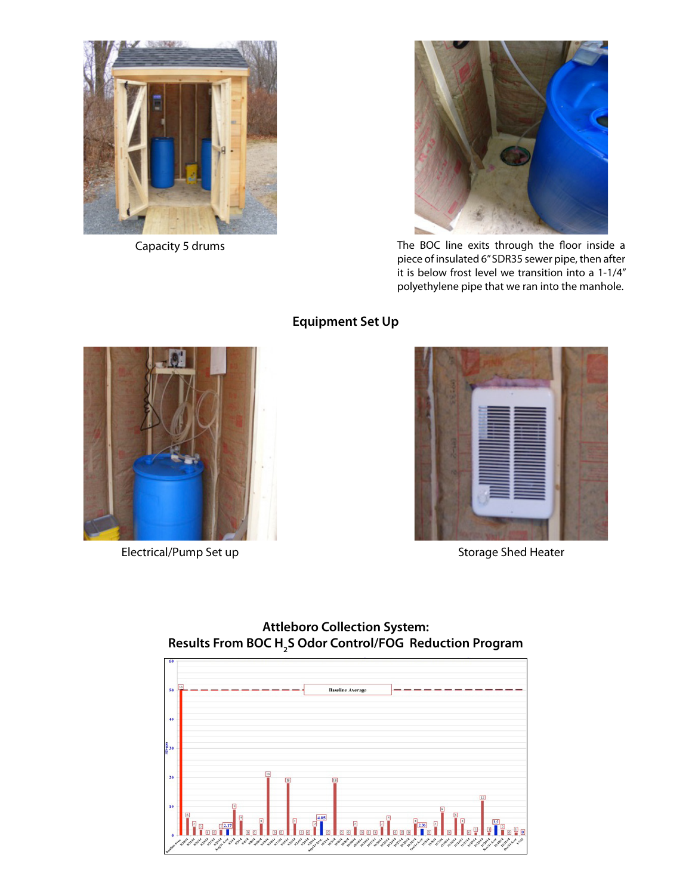Capacity 5 drums

The BOC line exits through the floor inside a piece of insulated 6" SDR35 sewer pipe, then after it is below frost level we transition into a 1-1/4" polyethylene pipe that we ran into the manhole.

## Equipment Set Up

Electrical/Pump Set up

Storage Shed Heater

## Attleboro Collection System: Results From BOC $H_2S$ Odor Control/FOG Reduction Program

Baseline Average